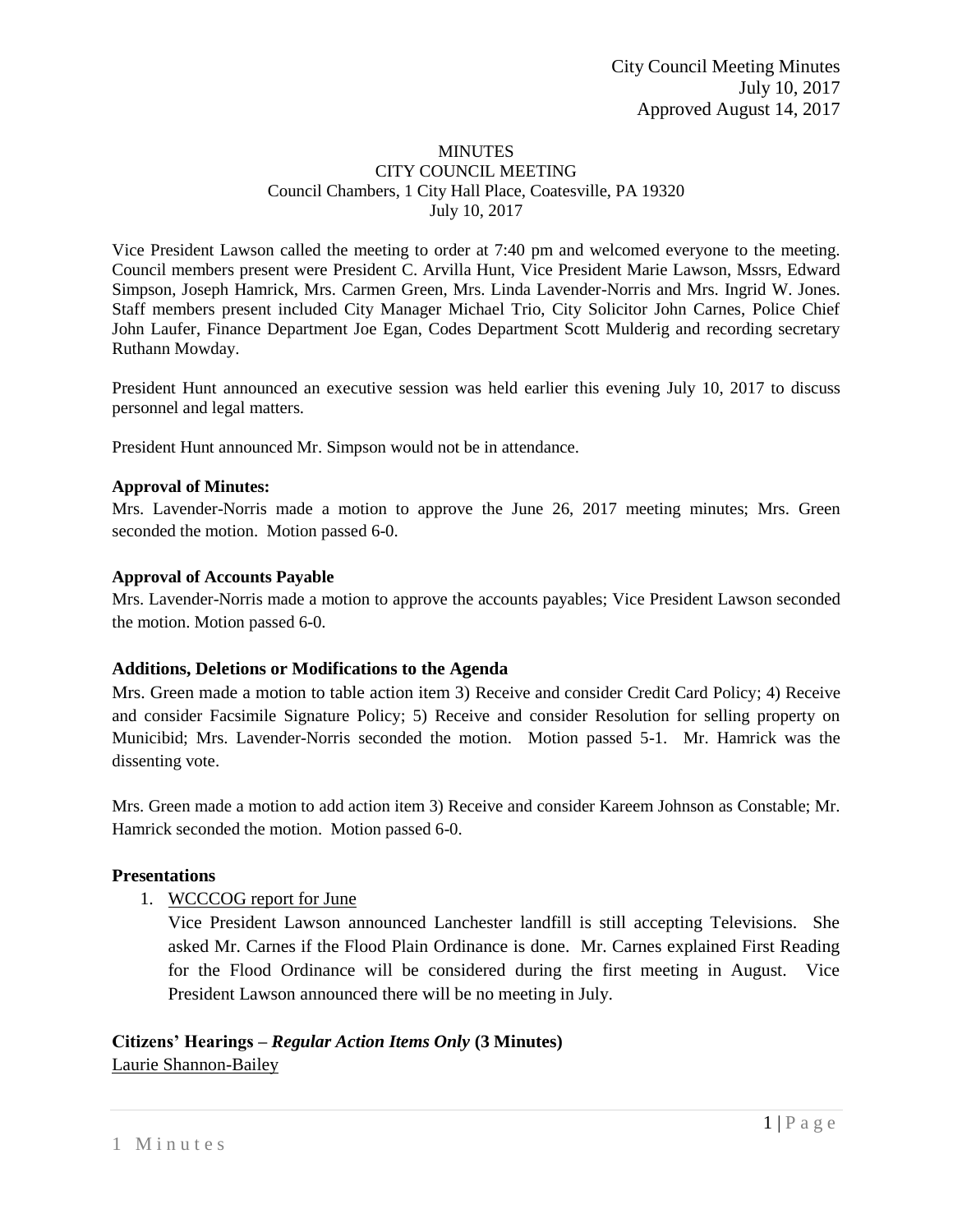City Council Meeting Minutes
July 10, 2017
Approved August 14, 2017

MINUTES
CITY COUNCIL MEETING
Council Chambers, 1 City Hall Place, Coatesville, PA 19320
July 10, 2017

Vice President Lawson called the meeting to order at 7:40 pm and welcomed everyone to the meeting. Council members present were President C. Arvilla Hunt, Vice President Marie Lawson, Mssrs, Edward Simpson, Joseph Hamrick, Mrs. Carmen Green, Mrs. Linda Lavender-Norris and Mrs. Ingrid W. Jones. Staff members present included City Manager Michael Trio, City Solicitor John Carnes, Police Chief John Laufer, Finance Department Joe Egan, Codes Department Scott Mulderig and recording secretary Ruthann Mowday.

President Hunt announced an executive session was held earlier this evening July 10, 2017 to discuss personnel and legal matters.

President Hunt announced Mr. Simpson would not be in attendance.

**Approval of Minutes:**
Mrs. Lavender-Norris made a motion to approve the June 26, 2017 meeting minutes; Mrs. Green seconded the motion. Motion passed 6-0.

**Approval of Accounts Payable**
Mrs. Lavender-Norris made a motion to approve the accounts payables; Vice President Lawson seconded the motion. Motion passed 6-0.

**Additions, Deletions or Modifications to the Agenda**
Mrs. Green made a motion to table action item 3) Receive and consider Credit Card Policy; 4) Receive and consider Facsimile Signature Policy; 5) Receive and consider Resolution for selling property on Municibid; Mrs. Lavender-Norris seconded the motion. Motion passed 5-1. Mr. Hamrick was the dissenting vote.

Mrs. Green made a motion to add action item 3) Receive and consider Kareem Johnson as Constable; Mr. Hamrick seconded the motion. Motion passed 6-0.

**Presentations**

1. WCCCOG report for June
   Vice President Lawson announced Lanchester landfill is still accepting Televisions. She asked Mr. Carnes if the Flood Plain Ordinance is done. Mr. Carnes explained First Reading for the Flood Ordinance will be considered during the first meeting in August. Vice President Lawson announced there will be no meeting in July.

**Citizens' Hearings –** ***Regular Action Items Only*** **(3 Minutes)**
Laurie Shannon-Bailey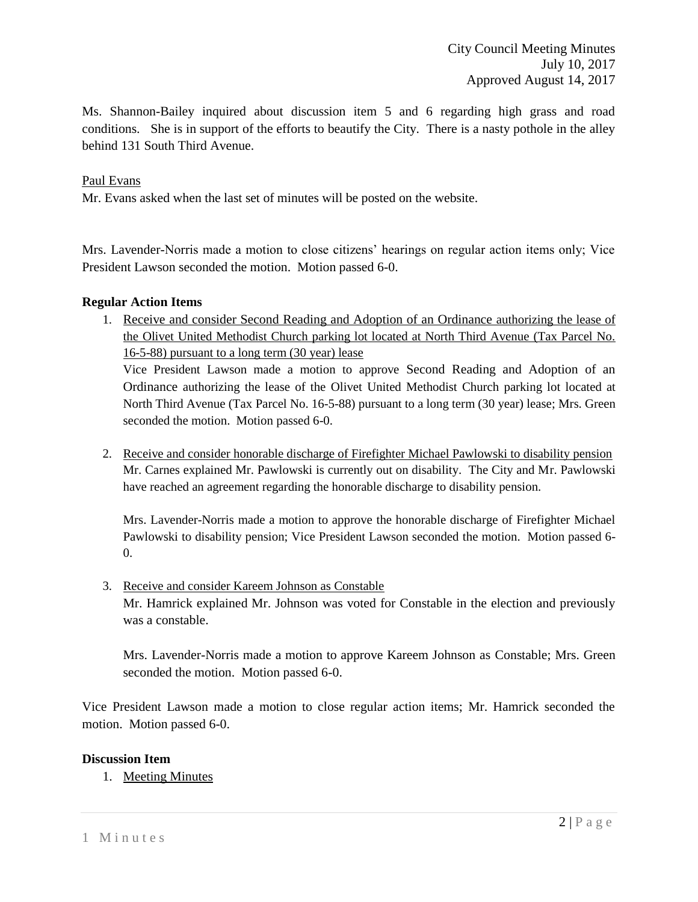Ms. Shannon-Bailey inquired about discussion item 5 and 6 regarding high grass and road conditions. She is in support of the efforts to beautify the City. There is a nasty pothole in the alley behind 131 South Third Avenue.

Paul Evans

Mr. Evans asked when the last set of minutes will be posted on the website.

Mrs. Lavender-Norris made a motion to close citizens' hearings on regular action items only; Vice President Lawson seconded the motion. Motion passed 6-0.

**Regular Action Items**

1. Receive and consider Second Reading and Adoption of an Ordinance authorizing the lease of the Olivet United Methodist Church parking lot located at North Third Avenue (Tax Parcel No. 16-5-88) pursuant to a long term (30 year) lease

   Vice President Lawson made a motion to approve Second Reading and Adoption of an Ordinance authorizing the lease of the Olivet United Methodist Church parking lot located at North Third Avenue (Tax Parcel No. 16-5-88) pursuant to a long term (30 year) lease; Mrs. Green seconded the motion. Motion passed 6-0.

2. Receive and consider honorable discharge of Firefighter Michael Pawlowski to disability pension

   Mr. Carnes explained Mr. Pawlowski is currently out on disability. The City and Mr. Pawlowski have reached an agreement regarding the honorable discharge to disability pension.

   Mrs. Lavender-Norris made a motion to approve the honorable discharge of Firefighter Michael Pawlowski to disability pension; Vice President Lawson seconded the motion. Motion passed 6-0.

3. Receive and consider Kareem Johnson as Constable

   Mr. Hamrick explained Mr. Johnson was voted for Constable in the election and previously was a constable.

   Mrs. Lavender-Norris made a motion to approve Kareem Johnson as Constable; Mrs. Green seconded the motion. Motion passed 6-0.

Vice President Lawson made a motion to close regular action items; Mr. Hamrick seconded the motion. Motion passed 6-0.

**Discussion Item**

1. Meeting Minutes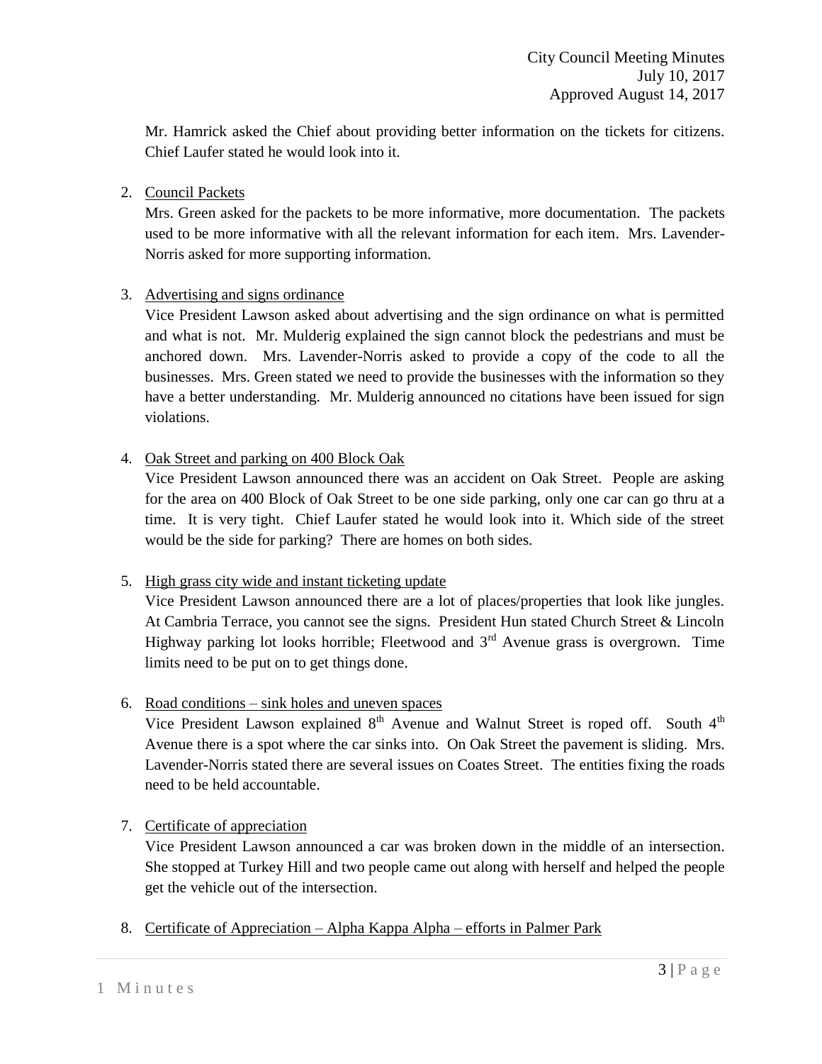Mr. Hamrick asked the Chief about providing better information on the tickets for citizens. Chief Laufer stated he would look into it.

2. <u>Council Packets</u>
   Mrs. Green asked for the packets to be more informative, more documentation. The packets used to be more informative with all the relevant information for each item. Mrs. Lavender-Norris asked for more supporting information.

3. <u>Advertising and signs ordinance</u>
   Vice President Lawson asked about advertising and the sign ordinance on what is permitted and what is not. Mr. Mulderig explained the sign cannot block the pedestrians and must be anchored down. Mrs. Lavender-Norris asked to provide a copy of the code to all the businesses. Mrs. Green stated we need to provide the businesses with the information so they have a better understanding. Mr. Mulderig announced no citations have been issued for sign violations.

4. <u>Oak Street and parking on 400 Block Oak</u>
   Vice President Lawson announced there was an accident on Oak Street. People are asking for the area on 400 Block of Oak Street to be one side parking, only one car can go thru at a time. It is very tight. Chief Laufer stated he would look into it. Which side of the street would be the side for parking? There are homes on both sides.

5. <u>High grass city wide and instant ticketing update</u>
   Vice President Lawson announced there are a lot of places/properties that look like jungles. At Cambria Terrace, you cannot see the signs. President Hun stated Church Street & Lincoln Highway parking lot looks horrible; Fleetwood and 3rd Avenue grass is overgrown. Time limits need to be put on to get things done.

6. <u>Road conditions – sink holes and uneven spaces</u>
   Vice President Lawson explained 8th Avenue and Walnut Street is roped off. South 4th Avenue there is a spot where the car sinks into. On Oak Street the pavement is sliding. Mrs. Lavender-Norris stated there are several issues on Coates Street. The entities fixing the roads need to be held accountable.

7. <u>Certificate of appreciation</u>
   Vice President Lawson announced a car was broken down in the middle of an intersection. She stopped at Turkey Hill and two people came out along with herself and helped the people get the vehicle out of the intersection.

8. <u>Certificate of Appreciation – Alpha Kappa Alpha – efforts in Palmer Park</u>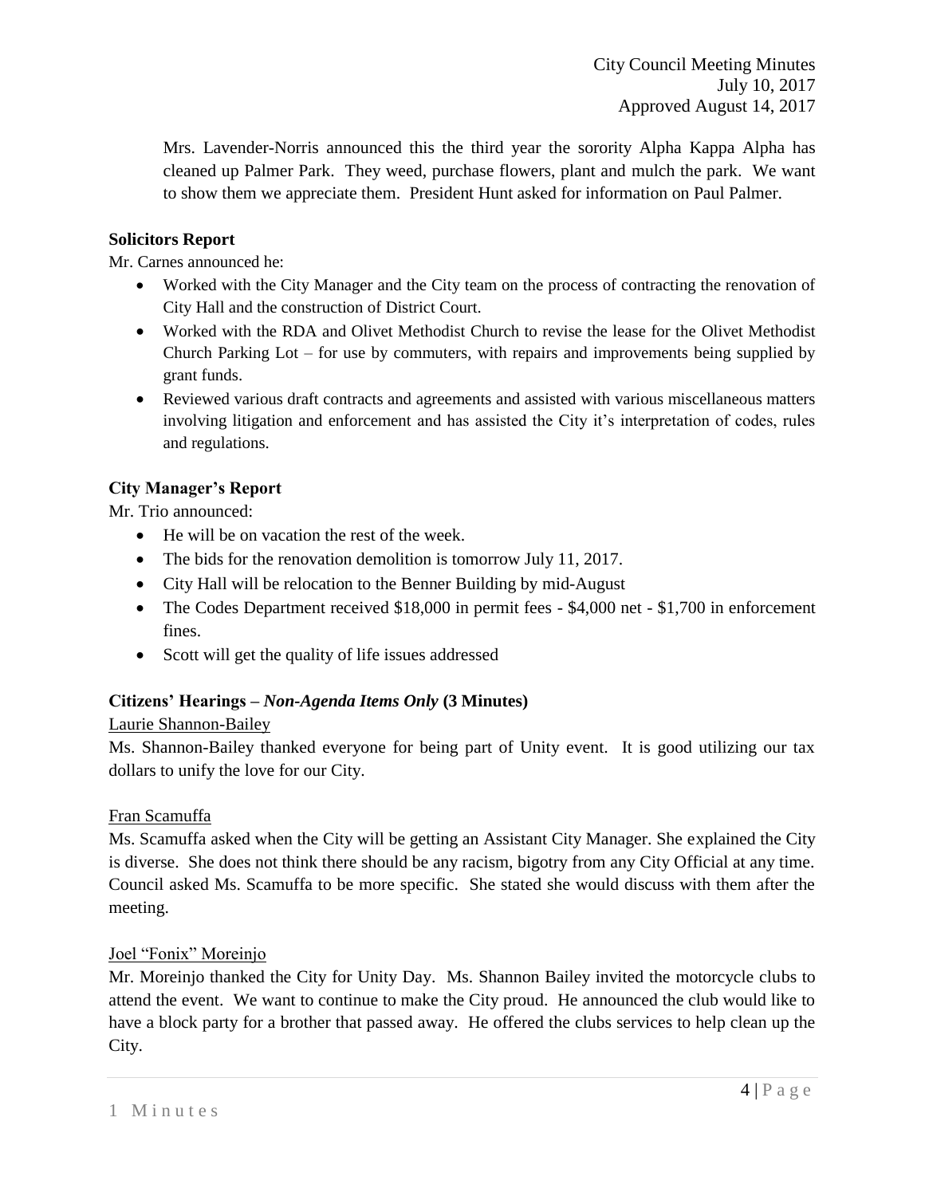Mrs. Lavender-Norris announced this the third year the sorority Alpha Kappa Alpha has cleaned up Palmer Park. They weed, purchase flowers, plant and mulch the park. We want to show them we appreciate them. President Hunt asked for information on Paul Palmer.

**Solicitors Report**

Mr. Carnes announced he:

- Worked with the City Manager and the City team on the process of contracting the renovation of City Hall and the construction of District Court.
- Worked with the RDA and Olivet Methodist Church to revise the lease for the Olivet Methodist Church Parking Lot – for use by commuters, with repairs and improvements being supplied by grant funds.
- Reviewed various draft contracts and agreements and assisted with various miscellaneous matters involving litigation and enforcement and has assisted the City it's interpretation of codes, rules and regulations.

**City Manager's Report**

Mr. Trio announced:

- He will be on vacation the rest of the week.
- The bids for the renovation demolition is tomorrow July 11, 2017.
- City Hall will be relocation to the Benner Building by mid-August
- The Codes Department received $18,000 in permit fees - $4,000 net - $1,700 in enforcement fines.
- Scott will get the quality of life issues addressed

**Citizens' Hearings –** ***Non-Agenda Items Only*** **(3 Minutes)**

Laurie Shannon-Bailey

Ms. Shannon-Bailey thanked everyone for being part of Unity event. It is good utilizing our tax dollars to unify the love for our City.

Fran Scamuffa

Ms. Scamuffa asked when the City will be getting an Assistant City Manager. She explained the City is diverse. She does not think there should be any racism, bigotry from any City Official at any time. Council asked Ms. Scamuffa to be more specific. She stated she would discuss with them after the meeting.

Joel "Fonix" Moreinjo

Mr. Moreinjo thanked the City for Unity Day. Ms. Shannon Bailey invited the motorcycle clubs to attend the event. We want to continue to make the City proud. He announced the club would like to have a block party for a brother that passed away. He offered the clubs services to help clean up the City.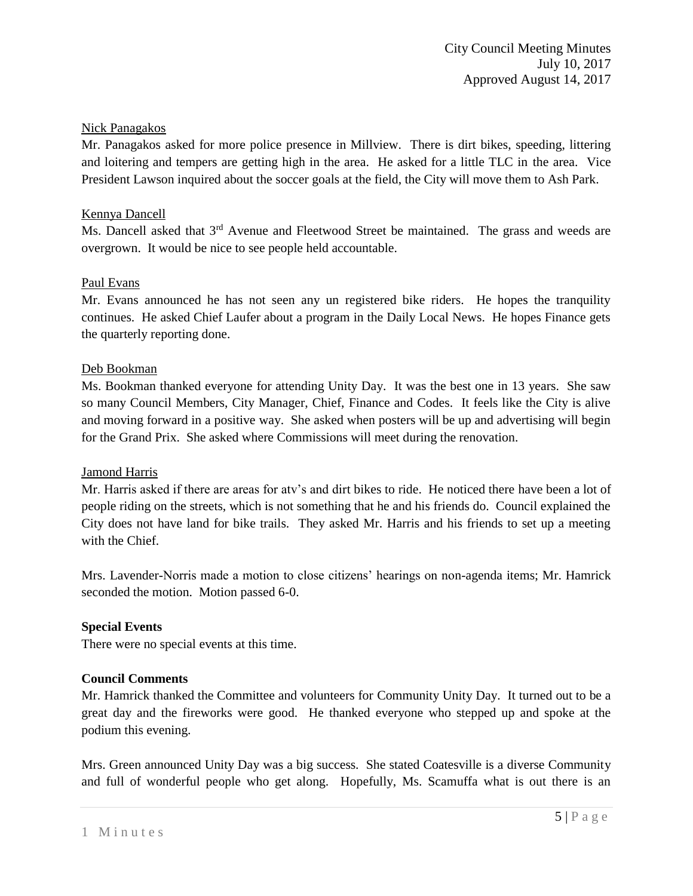Nick Panagakos

Mr. Panagakos asked for more police presence in Millview. There is dirt bikes, speeding, littering and loitering and tempers are getting high in the area. He asked for a little TLC in the area. Vice President Lawson inquired about the soccer goals at the field, the City will move them to Ash Park.

Kennya Dancell

Ms. Dancell asked that 3rd Avenue and Fleetwood Street be maintained. The grass and weeds are overgrown. It would be nice to see people held accountable.

Paul Evans

Mr. Evans announced he has not seen any un registered bike riders. He hopes the tranquility continues. He asked Chief Laufer about a program in the Daily Local News. He hopes Finance gets the quarterly reporting done.

Deb Bookman

Ms. Bookman thanked everyone for attending Unity Day. It was the best one in 13 years. She saw so many Council Members, City Manager, Chief, Finance and Codes. It feels like the City is alive and moving forward in a positive way. She asked when posters will be up and advertising will begin for the Grand Prix. She asked where Commissions will meet during the renovation.

Jamond Harris

Mr. Harris asked if there are areas for atv's and dirt bikes to ride. He noticed there have been a lot of people riding on the streets, which is not something that he and his friends do. Council explained the City does not have land for bike trails. They asked Mr. Harris and his friends to set up a meeting with the Chief.

Mrs. Lavender-Norris made a motion to close citizens' hearings on non-agenda items; Mr. Hamrick seconded the motion. Motion passed 6-0.

**Special Events**

There were no special events at this time.

**Council Comments**

Mr. Hamrick thanked the Committee and volunteers for Community Unity Day. It turned out to be a great day and the fireworks were good. He thanked everyone who stepped up and spoke at the podium this evening.

Mrs. Green announced Unity Day was a big success. She stated Coatesville is a diverse Community and full of wonderful people who get along. Hopefully, Ms. Scamuffa what is out there is an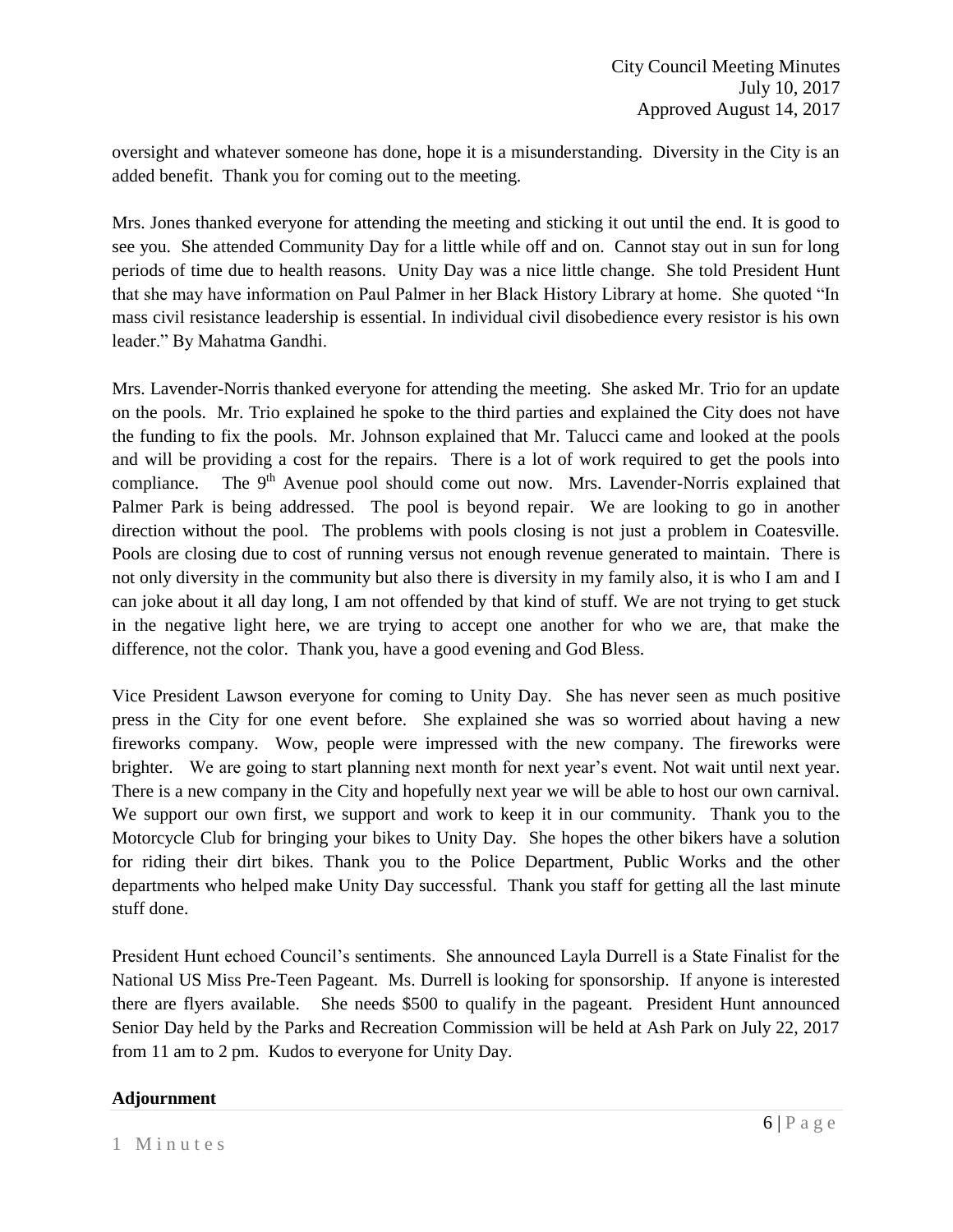oversight and whatever someone has done, hope it is a misunderstanding. Diversity in the City is an added benefit. Thank you for coming out to the meeting.

Mrs. Jones thanked everyone for attending the meeting and sticking it out until the end. It is good to see you. She attended Community Day for a little while off and on. Cannot stay out in sun for long periods of time due to health reasons. Unity Day was a nice little change. She told President Hunt that she may have information on Paul Palmer in her Black History Library at home. She quoted "In mass civil resistance leadership is essential. In individual civil disobedience every resistor is his own leader." By Mahatma Gandhi.

Mrs. Lavender-Norris thanked everyone for attending the meeting. She asked Mr. Trio for an update on the pools. Mr. Trio explained he spoke to the third parties and explained the City does not have the funding to fix the pools. Mr. Johnson explained that Mr. Talucci came and looked at the pools and will be providing a cost for the repairs. There is a lot of work required to get the pools into compliance. The 9th Avenue pool should come out now. Mrs. Lavender-Norris explained that Palmer Park is being addressed. The pool is beyond repair. We are looking to go in another direction without the pool. The problems with pools closing is not just a problem in Coatesville. Pools are closing due to cost of running versus not enough revenue generated to maintain. There is not only diversity in the community but also there is diversity in my family also, it is who I am and I can joke about it all day long, I am not offended by that kind of stuff. We are not trying to get stuck in the negative light here, we are trying to accept one another for who we are, that make the difference, not the color. Thank you, have a good evening and God Bless.

Vice President Lawson everyone for coming to Unity Day. She has never seen as much positive press in the City for one event before. She explained she was so worried about having a new fireworks company. Wow, people were impressed with the new company. The fireworks were brighter. We are going to start planning next month for next year's event. Not wait until next year. There is a new company in the City and hopefully next year we will be able to host our own carnival. We support our own first, we support and work to keep it in our community. Thank you to the Motorcycle Club for bringing your bikes to Unity Day. She hopes the other bikers have a solution for riding their dirt bikes. Thank you to the Police Department, Public Works and the other departments who helped make Unity Day successful. Thank you staff for getting all the last minute stuff done.

President Hunt echoed Council's sentiments. She announced Layla Durrell is a State Finalist for the National US Miss Pre-Teen Pageant. Ms. Durrell is looking for sponsorship. If anyone is interested there are flyers available. She needs $500 to qualify in the pageant. President Hunt announced Senior Day held by the Parks and Recreation Commission will be held at Ash Park on July 22, 2017 from 11 am to 2 pm. Kudos to everyone for Unity Day.

**Adjournment**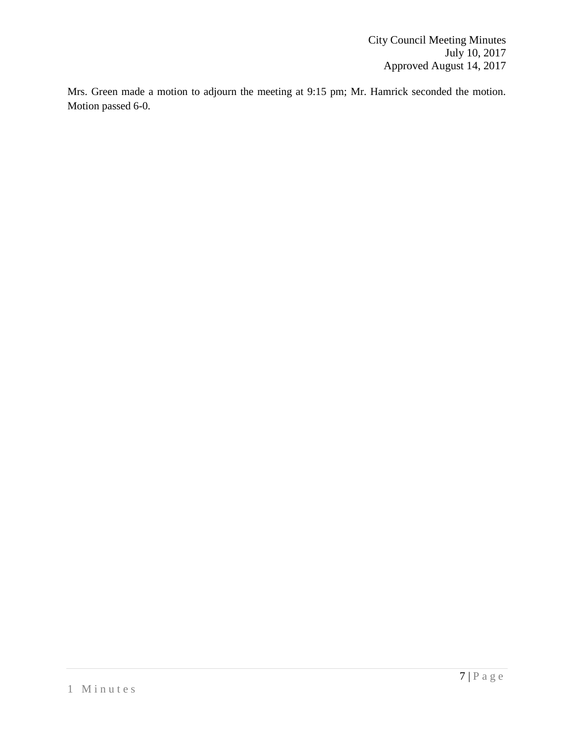Mrs. Green made a motion to adjourn the meeting at 9:15 pm; Mr. Hamrick seconded the motion. Motion passed 6-0.